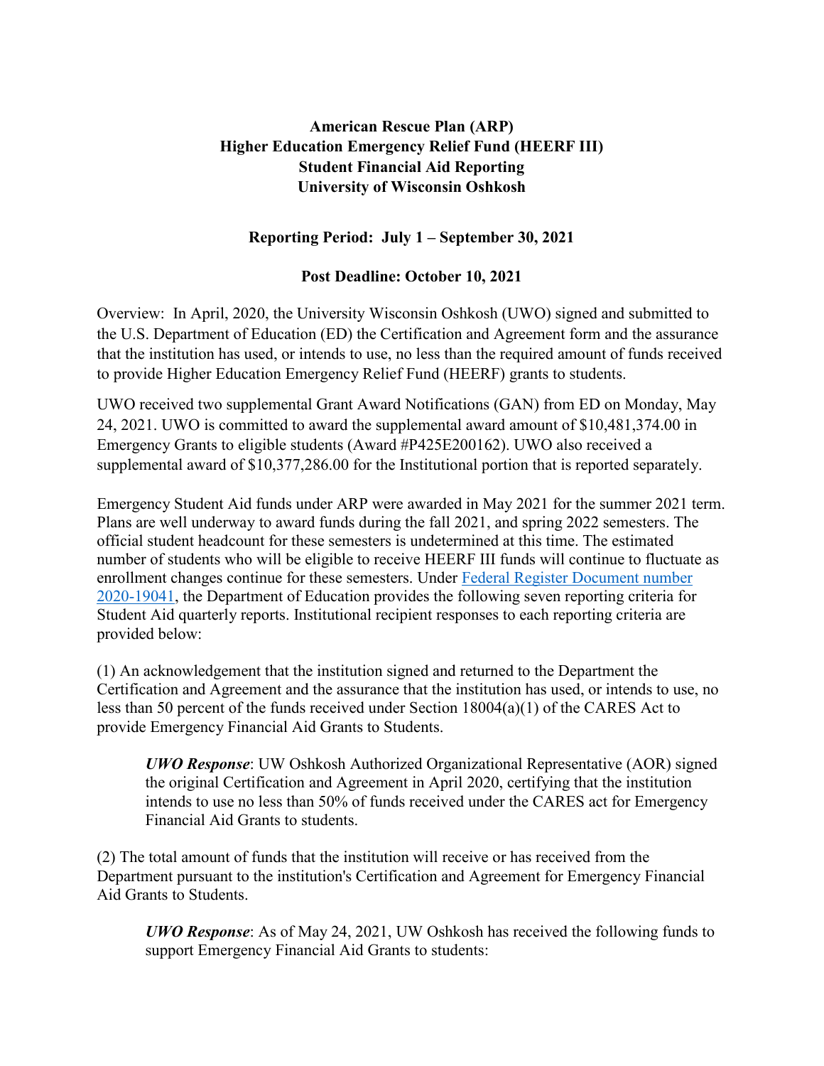**American Rescue Plan (ARP)**
**Higher Education Emergency Relief Fund (HEERF III)**
**Student Financial Aid Reporting**
**University of Wisconsin Oshkosh**

**Reporting Period: July 1 – September 30, 2021**

**Post Deadline: October 10, 2021**

Overview: In April, 2020, the University Wisconsin Oshkosh (UWO) signed and submitted to the U.S. Department of Education (ED) the Certification and Agreement form and the assurance that the institution has used, or intends to use, no less than the required amount of funds received to provide Higher Education Emergency Relief Fund (HEERF) grants to students.

UWO received two supplemental Grant Award Notifications (GAN) from ED on Monday, May 24, 2021. UWO is committed to award the supplemental award amount of $10,481,374.00 in Emergency Grants to eligible students (Award #P425E200162). UWO also received a supplemental award of $10,377,286.00 for the Institutional portion that is reported separately.

Emergency Student Aid funds under ARP were awarded in May 2021 for the summer 2021 term. Plans are well underway to award funds during the fall 2021, and spring 2022 semesters. The official student headcount for these semesters is undetermined at this time. The estimated number of students who will be eligible to receive HEERF III funds will continue to fluctuate as enrollment changes continue for these semesters. Under [Federal Register Document number 2020-19041](), the Department of Education provides the following seven reporting criteria for Student Aid quarterly reports. Institutional recipient responses to each reporting criteria are provided below:

(1) An acknowledgement that the institution signed and returned to the Department the Certification and Agreement and the assurance that the institution has used, or intends to use, no less than 50 percent of the funds received under Section 18004(a)(1) of the CARES Act to provide Emergency Financial Aid Grants to Students.

> ***UWO Response***: UW Oshkosh Authorized Organizational Representative (AOR) signed the original Certification and Agreement in April 2020, certifying that the institution intends to use no less than 50% of funds received under the CARES act for Emergency Financial Aid Grants to students.

(2) The total amount of funds that the institution will receive or has received from the Department pursuant to the institution's Certification and Agreement for Emergency Financial Aid Grants to Students.

> ***UWO Response***: As of May 24, 2021, UW Oshkosh has received the following funds to support Emergency Financial Aid Grants to students: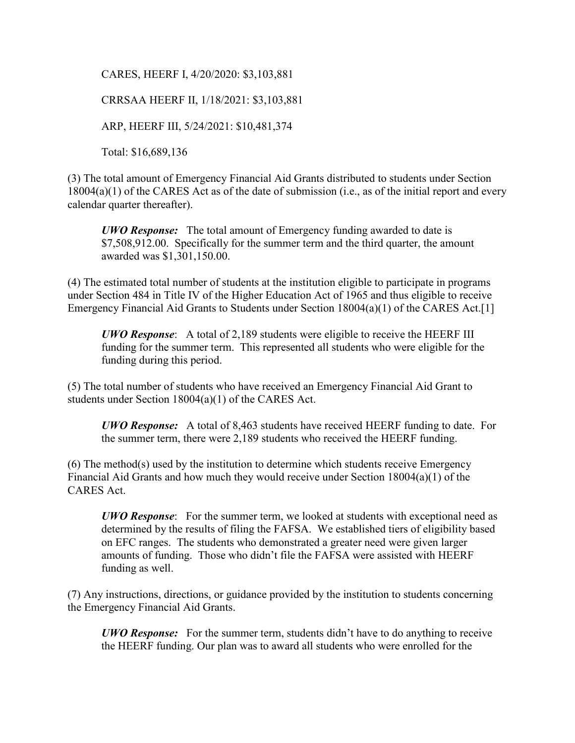CARES, HEERF I, 4/20/2020: $3,103,881

CRRSAA HEERF II, 1/18/2021: $3,103,881

ARP, HEERF III, 5/24/2021: $10,481,374

Total: $16,689,136

(3) The total amount of Emergency Financial Aid Grants distributed to students under Section 18004(a)(1) of the CARES Act as of the date of submission (i.e., as of the initial report and every calendar quarter thereafter).

> ***UWO Response:*** The total amount of Emergency funding awarded to date is $7,508,912.00. Specifically for the summer term and the third quarter, the amount awarded was $1,301,150.00.

(4) The estimated total number of students at the institution eligible to participate in programs under Section 484 in Title IV of the Higher Education Act of 1965 and thus eligible to receive Emergency Financial Aid Grants to Students under Section 18004(a)(1) of the CARES Act.[1]

> ***UWO Response***: A total of 2,189 students were eligible to receive the HEERF III funding for the summer term. This represented all students who were eligible for the funding during this period.

(5) The total number of students who have received an Emergency Financial Aid Grant to students under Section 18004(a)(1) of the CARES Act.

> ***UWO Response:*** A total of 8,463 students have received HEERF funding to date. For the summer term, there were 2,189 students who received the HEERF funding.

(6) The method(s) used by the institution to determine which students receive Emergency Financial Aid Grants and how much they would receive under Section 18004(a)(1) of the CARES Act.

> ***UWO Response***: For the summer term, we looked at students with exceptional need as determined by the results of filing the FAFSA. We established tiers of eligibility based on EFC ranges. The students who demonstrated a greater need were given larger amounts of funding. Those who didn't file the FAFSA were assisted with HEERF funding as well.

(7) Any instructions, directions, or guidance provided by the institution to students concerning the Emergency Financial Aid Grants.

> ***UWO Response:*** For the summer term, students didn't have to do anything to receive the HEERF funding. Our plan was to award all students who were enrolled for the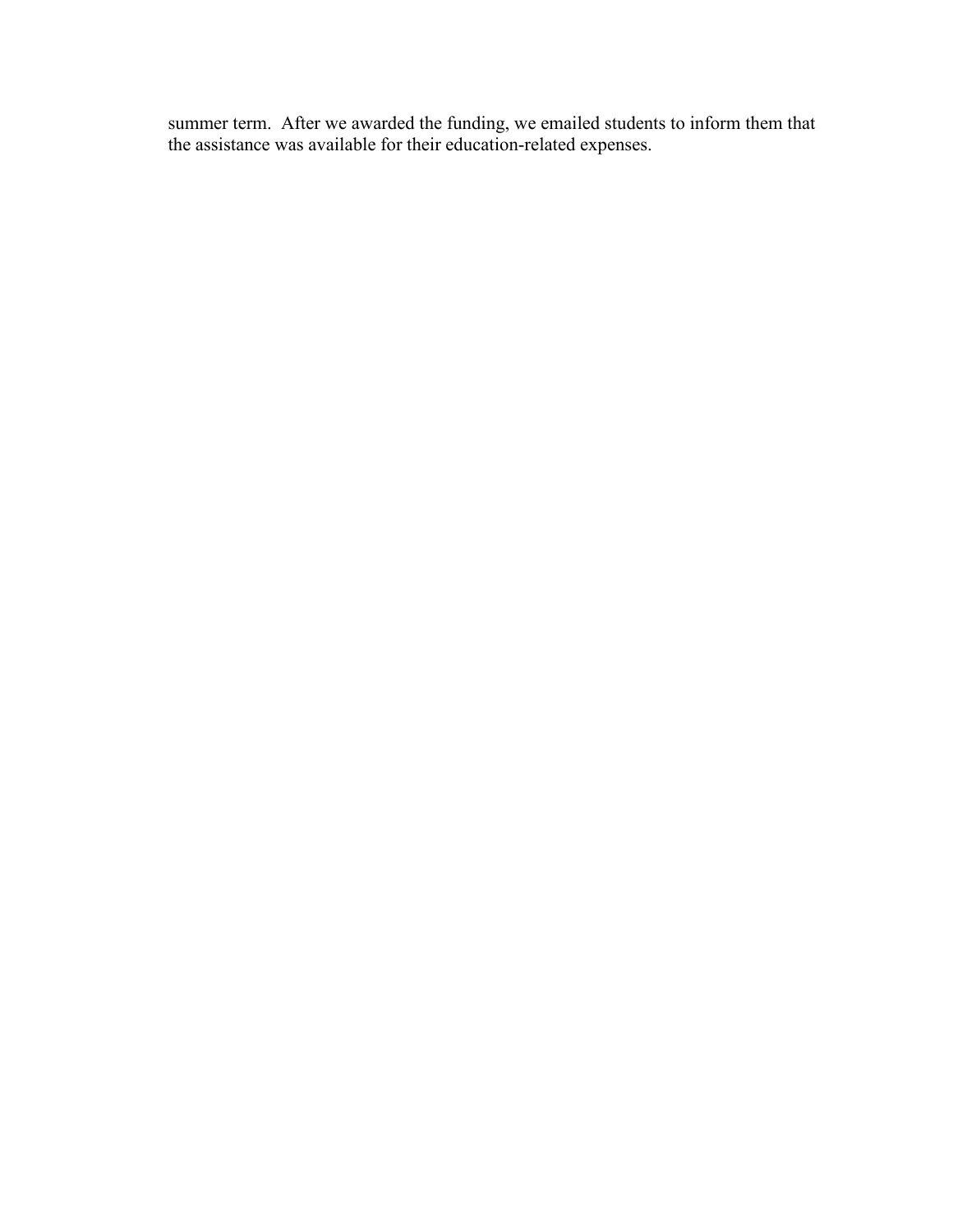summer term. After we awarded the funding, we emailed students to inform them that the assistance was available for their education-related expenses.